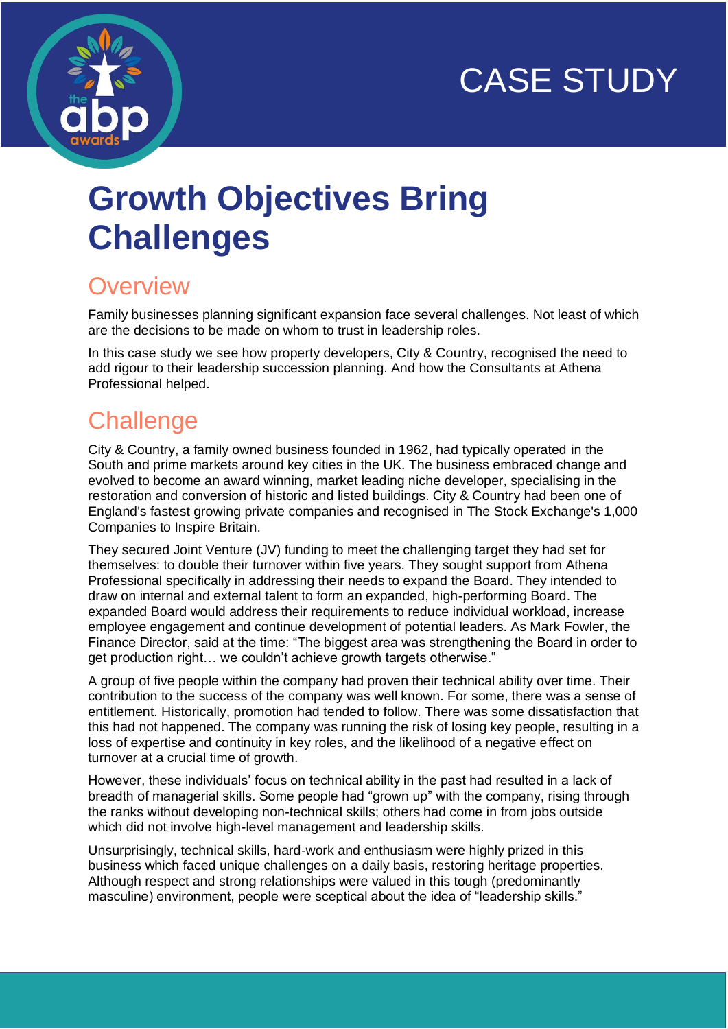CASE STUDY

# Growth Objectives Bring Challenges

## Overview

Family businesses planning significant expansion face several challenges. Not least of which are the decisions to be made on whom to trust in leadership roles.

In this case study we see how property developers, City & Country, recognised the need to add rigour to their leadership succession planning. And how the Consultants at Athena Professional helped.

## Challenge

City & Country, a family owned business founded in 1962, had typically operated in the South and prime markets around key cities in the UK. The business embraced change and evolved to become an award winning, market leading niche developer, specialising in the restoration and conversion of historic and listed buildings. City & Country had been one of England's fastest growing private companies and recognised in The Stock Exchange's 1,000 Companies to Inspire Britain.

They secured Joint Venture (JV) funding to meet the challenging target they had set for themselves: to double their turnover within five years. They sought support from Athena Professional specifically in addressing their needs to expand the Board. They intended to draw on internal and external talent to form an expanded, high-performing Board. The expanded Board would address their requirements to reduce individual workload, increase employee engagement and continue development of potential leaders. As Mark Fowler, the Finance Director, said at the time: "The biggest area was strengthening the Board in order to get production right… we couldn't achieve growth targets otherwise."

A group of five people within the company had proven their technical ability over time. Their contribution to the success of the company was well known. For some, there was a sense of entitlement. Historically, promotion had tended to follow. There was some dissatisfaction that this had not happened. The company was running the risk of losing key people, resulting in a loss of expertise and continuity in key roles, and the likelihood of a negative effect on turnover at a crucial time of growth.

However, these individuals' focus on technical ability in the past had resulted in a lack of breadth of managerial skills. Some people had "grown up" with the company, rising through the ranks without developing non-technical skills; others had come in from jobs outside which did not involve high-level management and leadership skills.

Unsurprisingly, technical skills, hard-work and enthusiasm were highly prized in this business which faced unique challenges on a daily basis, restoring heritage properties. Although respect and strong relationships were valued in this tough (predominantly masculine) environment, people were sceptical about the idea of "leadership skills."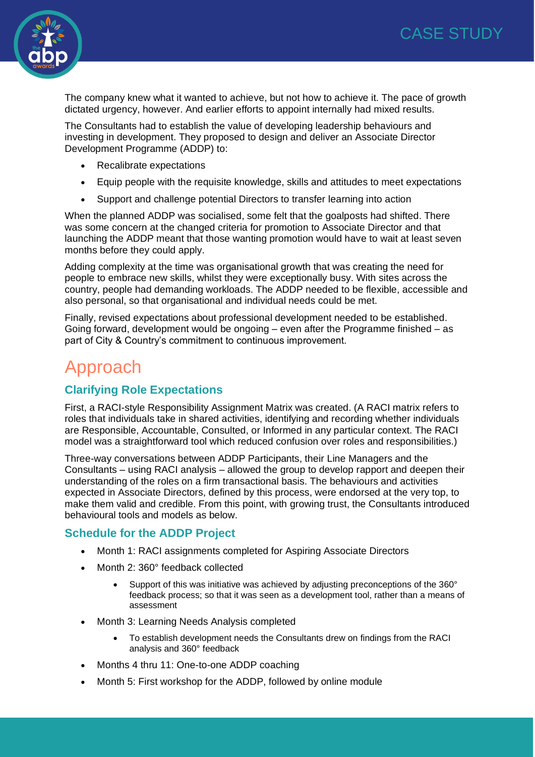The company knew what it wanted to achieve, but not how to achieve it. The pace of growth dictated urgency, however. And earlier efforts to appoint internally had mixed results.

The Consultants had to establish the value of developing leadership behaviours and investing in development. They proposed to design and deliver an Associate Director Development Programme (ADDP) to:

- Recalibrate expectations
- Equip people with the requisite knowledge, skills and attitudes to meet expectations
- Support and challenge potential Directors to transfer learning into action

When the planned ADDP was socialised, some felt that the goalposts had shifted. There was some concern at the changed criteria for promotion to Associate Director and that launching the ADDP meant that those wanting promotion would have to wait at least seven months before they could apply.

Adding complexity at the time was organisational growth that was creating the need for people to embrace new skills, whilst they were exceptionally busy. With sites across the country, people had demanding workloads. The ADDP needed to be flexible, accessible and also personal, so that organisational and individual needs could be met.

Finally, revised expectations about professional development needed to be established. Going forward, development would be ongoing – even after the Programme finished – as part of City & Country's commitment to continuous improvement.

# Approach

### Clarifying Role Expectations

First, a RACI-style Responsibility Assignment Matrix was created. (A RACI matrix refers to roles that individuals take in shared activities, identifying and recording whether individuals are Responsible, Accountable, Consulted, or Informed in any particular context. The RACI model was a straightforward tool which reduced confusion over roles and responsibilities.)

Three-way conversations between ADDP Participants, their Line Managers and the Consultants – using RACI analysis – allowed the group to develop rapport and deepen their understanding of the roles on a firm transactional basis. The behaviours and activities expected in Associate Directors, defined by this process, were endorsed at the very top, to make them valid and credible. From this point, with growing trust, the Consultants introduced behavioural tools and models as below.

### Schedule for the ADDP Project

- Month 1: RACI assignments completed for Aspiring Associate Directors
- Month 2: 360° feedback collected
    - Support of this was initiative was achieved by adjusting preconceptions of the 360° feedback process; so that it was seen as a development tool, rather than a means of assessment
- Month 3: Learning Needs Analysis completed
    - To establish development needs the Consultants drew on findings from the RACI analysis and 360° feedback
- Months 4 thru 11: One-to-one ADDP coaching
- Month 5: First workshop for the ADDP, followed by online module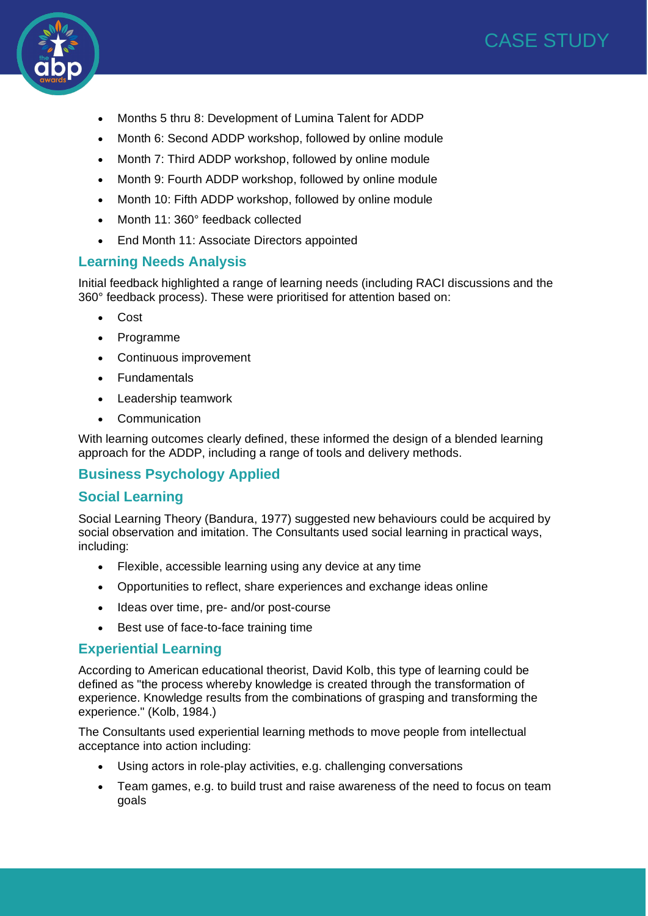- Months 5 thru 8: Development of Lumina Talent for ADDP
- Month 6: Second ADDP workshop, followed by online module
- Month 7: Third ADDP workshop, followed by online module
- Month 9: Fourth ADDP workshop, followed by online module
- Month 10: Fifth ADDP workshop, followed by online module
- Month 11: 360° feedback collected
- End Month 11: Associate Directors appointed

## Learning Needs Analysis

Initial feedback highlighted a range of learning needs (including RACI discussions and the 360° feedback process). These were prioritised for attention based on:

- Cost
- Programme
- Continuous improvement
- Fundamentals
- Leadership teamwork
- Communication

With learning outcomes clearly defined, these informed the design of a blended learning approach for the ADDP, including a range of tools and delivery methods.

## Business Psychology Applied

## Social Learning

Social Learning Theory (Bandura, 1977) suggested new behaviours could be acquired by social observation and imitation. The Consultants used social learning in practical ways, including:

- Flexible, accessible learning using any device at any time
- Opportunities to reflect, share experiences and exchange ideas online
- Ideas over time, pre- and/or post-course
- Best use of face-to-face training time

## Experiential Learning

According to American educational theorist, David Kolb, this type of learning could be defined as "the process whereby knowledge is created through the transformation of experience. Knowledge results from the combinations of grasping and transforming the experience." (Kolb, 1984.)

The Consultants used experiential learning methods to move people from intellectual acceptance into action including:

- Using actors in role-play activities, e.g. challenging conversations
- Team games, e.g. to build trust and raise awareness of the need to focus on team goals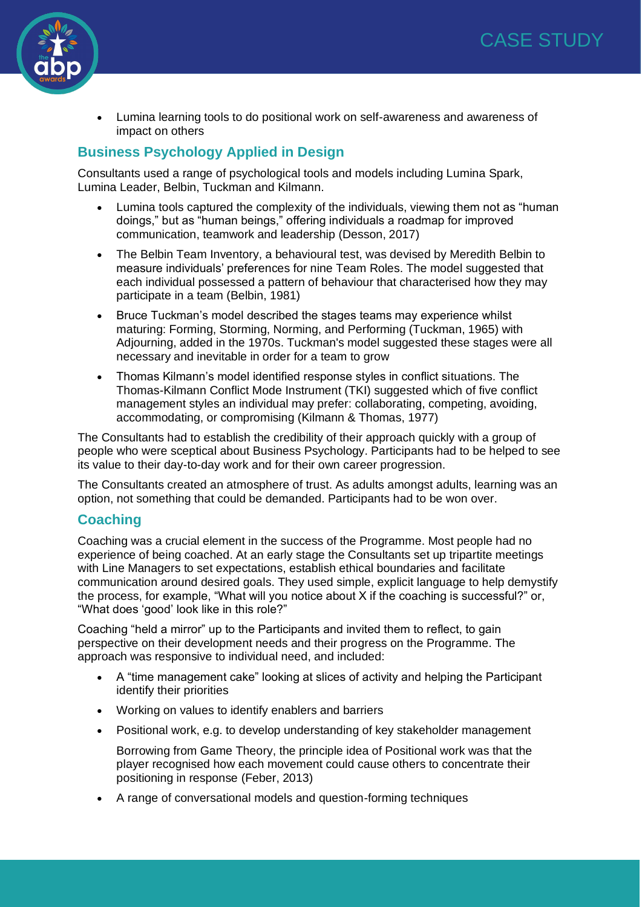- Lumina learning tools to do positional work on self-awareness and awareness of impact on others

## Business Psychology Applied in Design

Consultants used a range of psychological tools and models including Lumina Spark, Lumina Leader, Belbin, Tuckman and Kilmann.

- Lumina tools captured the complexity of the individuals, viewing them not as "human doings," but as "human beings," offering individuals a roadmap for improved communication, teamwork and leadership (Desson, 2017)
- The Belbin Team Inventory, a behavioural test, was devised by Meredith Belbin to measure individuals' preferences for nine Team Roles. The model suggested that each individual possessed a pattern of behaviour that characterised how they may participate in a team (Belbin, 1981)
- Bruce Tuckman's model described the stages teams may experience whilst maturing: Forming, Storming, Norming, and Performing (Tuckman, 1965) with Adjourning, added in the 1970s. Tuckman's model suggested these stages were all necessary and inevitable in order for a team to grow
- Thomas Kilmann's model identified response styles in conflict situations. The Thomas-Kilmann Conflict Mode Instrument (TKI) suggested which of five conflict management styles an individual may prefer: collaborating, competing, avoiding, accommodating, or compromising (Kilmann & Thomas, 1977)

The Consultants had to establish the credibility of their approach quickly with a group of people who were sceptical about Business Psychology. Participants had to be helped to see its value to their day-to-day work and for their own career progression.

The Consultants created an atmosphere of trust. As adults amongst adults, learning was an option, not something that could be demanded. Participants had to be won over.

## Coaching

Coaching was a crucial element in the success of the Programme. Most people had no experience of being coached. At an early stage the Consultants set up tripartite meetings with Line Managers to set expectations, establish ethical boundaries and facilitate communication around desired goals. They used simple, explicit language to help demystify the process, for example, "What will you notice about X if the coaching is successful?" or, "What does 'good' look like in this role?"

Coaching "held a mirror" up to the Participants and invited them to reflect, to gain perspective on their development needs and their progress on the Programme. The approach was responsive to individual need, and included:

- A "time management cake" looking at slices of activity and helping the Participant identify their priorities
- Working on values to identify enablers and barriers
- Positional work, e.g. to develop understanding of key stakeholder management

  Borrowing from Game Theory, the principle idea of Positional work was that the player recognised how each movement could cause others to concentrate their positioning in response (Feber, 2013)
- A range of conversational models and question-forming techniques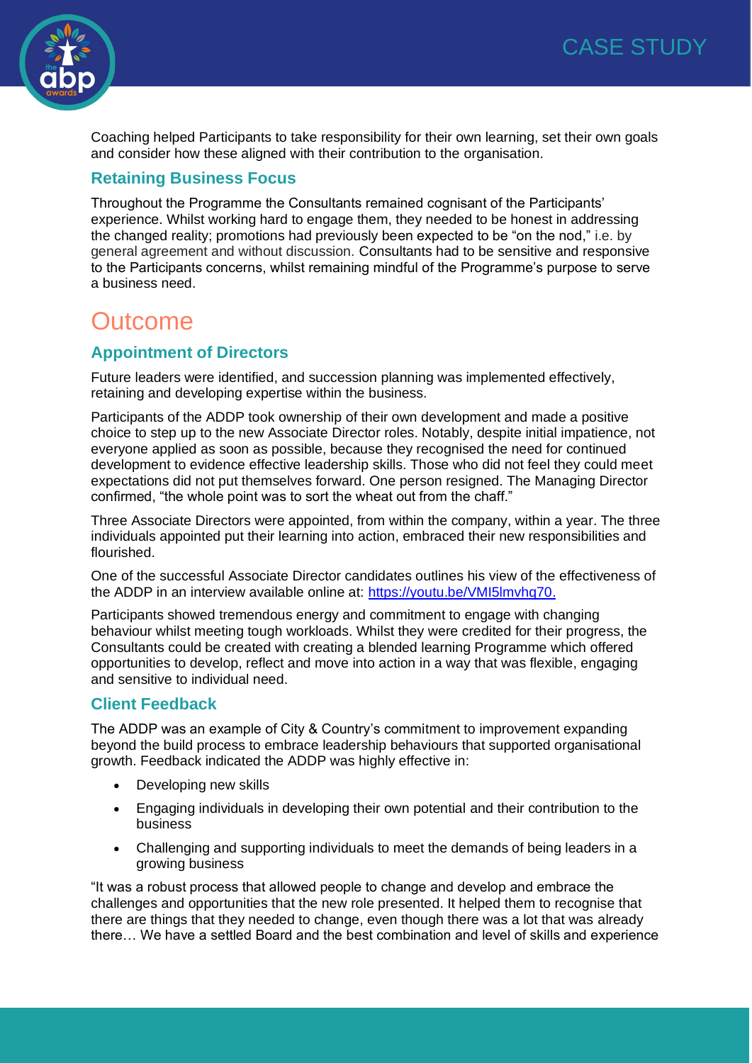Coaching helped Participants to take responsibility for their own learning, set their own goals and consider how these aligned with their contribution to the organisation.

### Retaining Business Focus

Throughout the Programme the Consultants remained cognisant of the Participants' experience. Whilst working hard to engage them, they needed to be honest in addressing the changed reality; promotions had previously been expected to be "on the nod," i.e. by general agreement and without discussion. Consultants had to be sensitive and responsive to the Participants concerns, whilst remaining mindful of the Programme's purpose to serve a business need.

## Outcome

### Appointment of Directors

Future leaders were identified, and succession planning was implemented effectively, retaining and developing expertise within the business.

Participants of the ADDP took ownership of their own development and made a positive choice to step up to the new Associate Director roles. Notably, despite initial impatience, not everyone applied as soon as possible, because they recognised the need for continued development to evidence effective leadership skills. Those who did not feel they could meet expectations did not put themselves forward. One person resigned. The Managing Director confirmed, "the whole point was to sort the wheat out from the chaff."

Three Associate Directors were appointed, from within the company, within a year. The three individuals appointed put their learning into action, embraced their new responsibilities and flourished.

One of the successful Associate Director candidates outlines his view of the effectiveness of the ADDP in an interview available online at: [https://youtu.be/VMI5lmvhq70.](https://youtu.be/VMI5lmvhq70)

Participants showed tremendous energy and commitment to engage with changing behaviour whilst meeting tough workloads. Whilst they were credited for their progress, the Consultants could be created with creating a blended learning Programme which offered opportunities to develop, reflect and move into action in a way that was flexible, engaging and sensitive to individual need.

### Client Feedback

The ADDP was an example of City & Country's commitment to improvement expanding beyond the build process to embrace leadership behaviours that supported organisational growth. Feedback indicated the ADDP was highly effective in:

- Developing new skills
- Engaging individuals in developing their own potential and their contribution to the business
- Challenging and supporting individuals to meet the demands of being leaders in a growing business

"It was a robust process that allowed people to change and develop and embrace the challenges and opportunities that the new role presented. It helped them to recognise that there are things that they needed to change, even though there was a lot that was already there… We have a settled Board and the best combination and level of skills and experience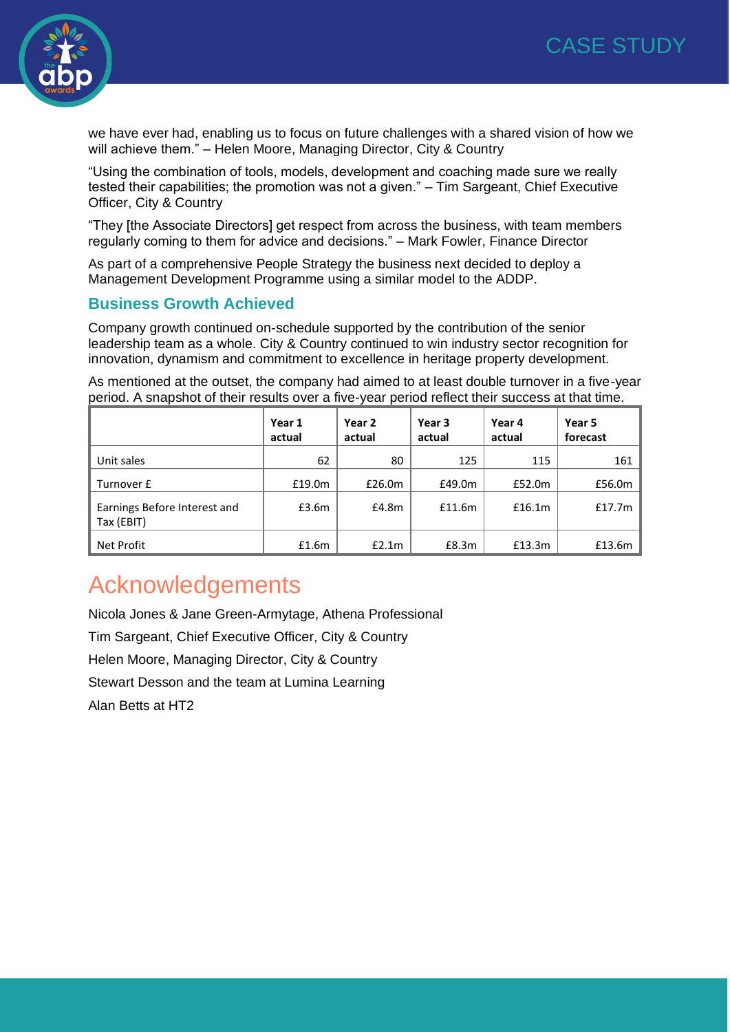we have ever had, enabling us to focus on future challenges with a shared vision of how we will achieve them." – Helen Moore, Managing Director, City & Country

"Using the combination of tools, models, development and coaching made sure we really tested their capabilities; the promotion was not a given." – Tim Sargeant, Chief Executive Officer, City & Country

"They [the Associate Directors] get respect from across the business, with team members regularly coming to them for advice and decisions." – Mark Fowler, Finance Director

As part of a comprehensive People Strategy the business next decided to deploy a Management Development Programme using a similar model to the ADDP.

### Business Growth Achieved

Company growth continued on-schedule supported by the contribution of the senior leadership team as a whole. City & Country continued to win industry sector recognition for innovation, dynamism and commitment to excellence in heritage property development.

As mentioned at the outset, the company had aimed to at least double turnover in a five-year period. A snapshot of their results over a five-year period reflect their success at that time.

| | **Year 1 actual** | **Year 2 actual** | **Year 3 actual** | **Year 4 actual** | **Year 5 forecast** |
|---|---|---|---|---|---|
| Unit sales | 62 | 80 | 125 | 115 | 161 |
| Turnover £ | £19.0m | £26.0m | £49.0m | £52.0m | £56.0m |
| Earnings Before Interest and Tax (EBIT) | £3.6m | £4.8m | £11.6m | £16.1m | £17.7m |
| Net Profit | £1.6m | £2.1m | £8.3m | £13.3m | £13.6m |

## Acknowledgements

Nicola Jones & Jane Green-Armytage, Athena Professional

Tim Sargeant, Chief Executive Officer, City & Country

Helen Moore, Managing Director, City & Country

Stewart Desson and the team at Lumina Learning

Alan Betts at HT2